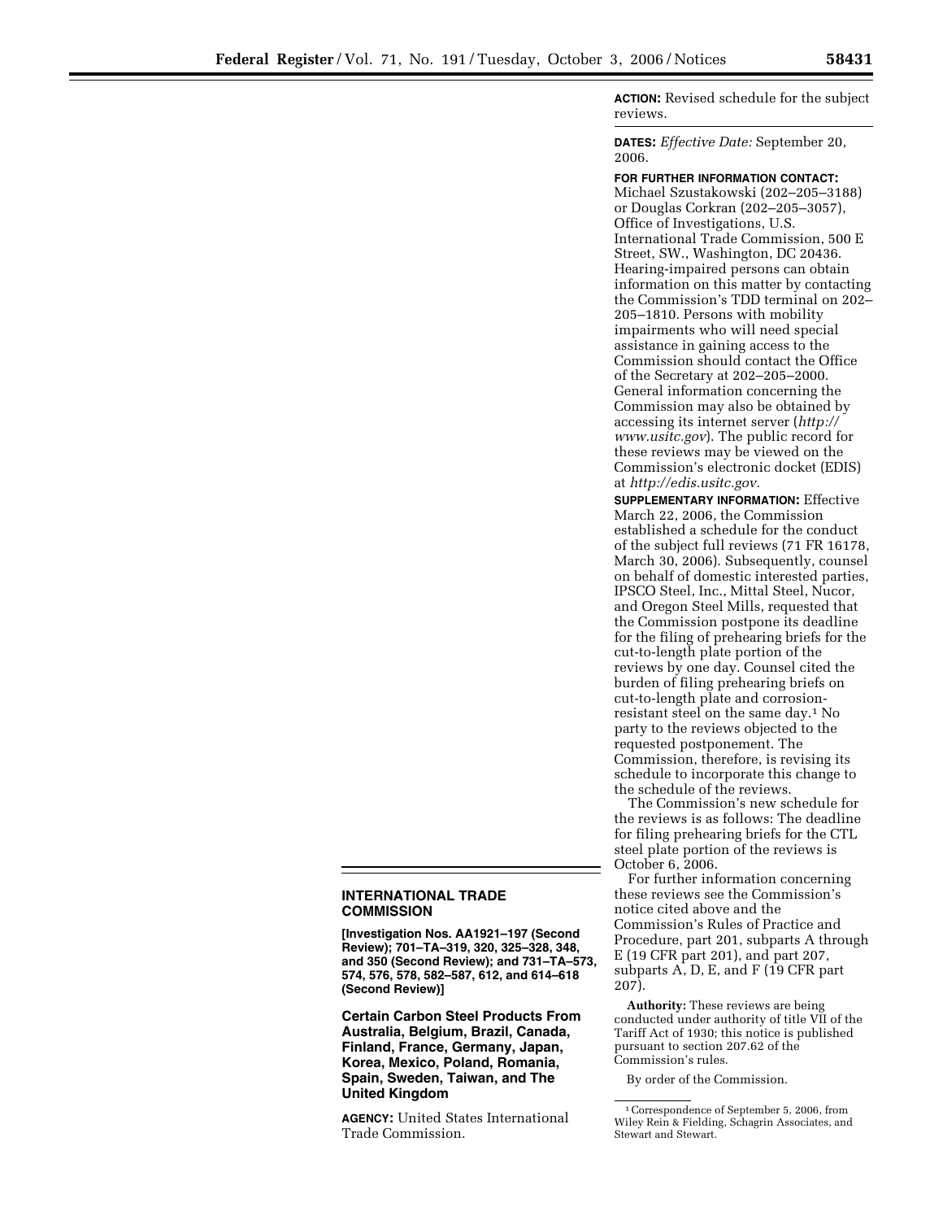## INTERNATIONAL TRADE COMMISSION

**[Investigation Nos. AA1921–197 (Second Review); 701–TA–319, 320, 325–328, 348, and 350 (Second Review); and 731–TA–573, 574, 576, 578, 582–587, 612, and 614–618 (Second Review)]**

### Certain Carbon Steel Products From Australia, Belgium, Brazil, Canada, Finland, France, Germany, Japan, Korea, Mexico, Poland, Romania, Spain, Sweden, Taiwan, and The United Kingdom

**AGENCY:** United States International Trade Commission.

**ACTION:** Revised schedule for the subject reviews.

**DATES:** *Effective Date:* September 20, 2006.

**FOR FURTHER INFORMATION CONTACT:** Michael Szustakowski (202–205–3188) or Douglas Corkran (202–205–3057), Office of Investigations, U.S. International Trade Commission, 500 E Street, SW., Washington, DC 20436. Hearing-impaired persons can obtain information on this matter by contacting the Commission's TDD terminal on 202–205–1810. Persons with mobility impairments who will need special assistance in gaining access to the Commission should contact the Office of the Secretary at 202–205–2000. General information concerning the Commission may also be obtained by accessing its internet server (*http://www.usitc.gov*). The public record for these reviews may be viewed on the Commission's electronic docket (EDIS) at *http://edis.usitc.gov.*

**SUPPLEMENTARY INFORMATION:** Effective March 22, 2006, the Commission established a schedule for the conduct of the subject full reviews (71 FR 16178, March 30, 2006). Subsequently, counsel on behalf of domestic interested parties, IPSCO Steel, Inc., Mittal Steel, Nucor, and Oregon Steel Mills, requested that the Commission postpone its deadline for the filing of prehearing briefs for the cut-to-length plate portion of the reviews by one day. Counsel cited the burden of filing prehearing briefs on cut-to-length plate and corrosion-resistant steel on the same day.[1] No party to the reviews objected to the requested postponement. The Commission, therefore, is revising its schedule to incorporate this change to the schedule of the reviews.

The Commission's new schedule for the reviews is as follows: The deadline for filing prehearing briefs for the CTL steel plate portion of the reviews is October 6, 2006.

For further information concerning these reviews see the Commission's notice cited above and the Commission's Rules of Practice and Procedure, part 201, subparts A through E (19 CFR part 201), and part 207, subparts A, D, E, and F (19 CFR part 207).

**Authority:** These reviews are being conducted under authority of title VII of the Tariff Act of 1930; this notice is published pursuant to section 207.62 of the Commission's rules.

By order of the Commission.

[1] Correspondence of September 5, 2006, from Wiley Rein & Fielding, Schagrin Associates, and Stewart and Stewart.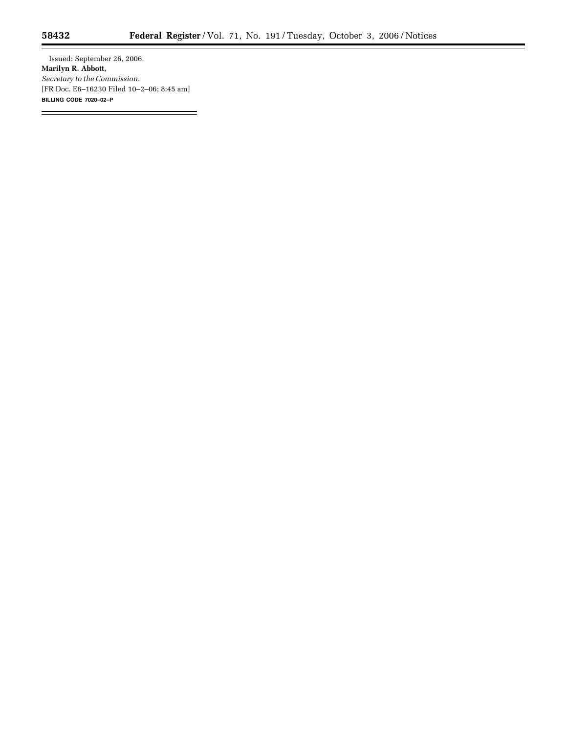Issued: September 26, 2006.

**Marilyn R. Abbott,**

*Secretary to the Commission.*

[FR Doc. E6–16230 Filed 10–2–06; 8:45 am]

**BILLING CODE 7020–02–P**